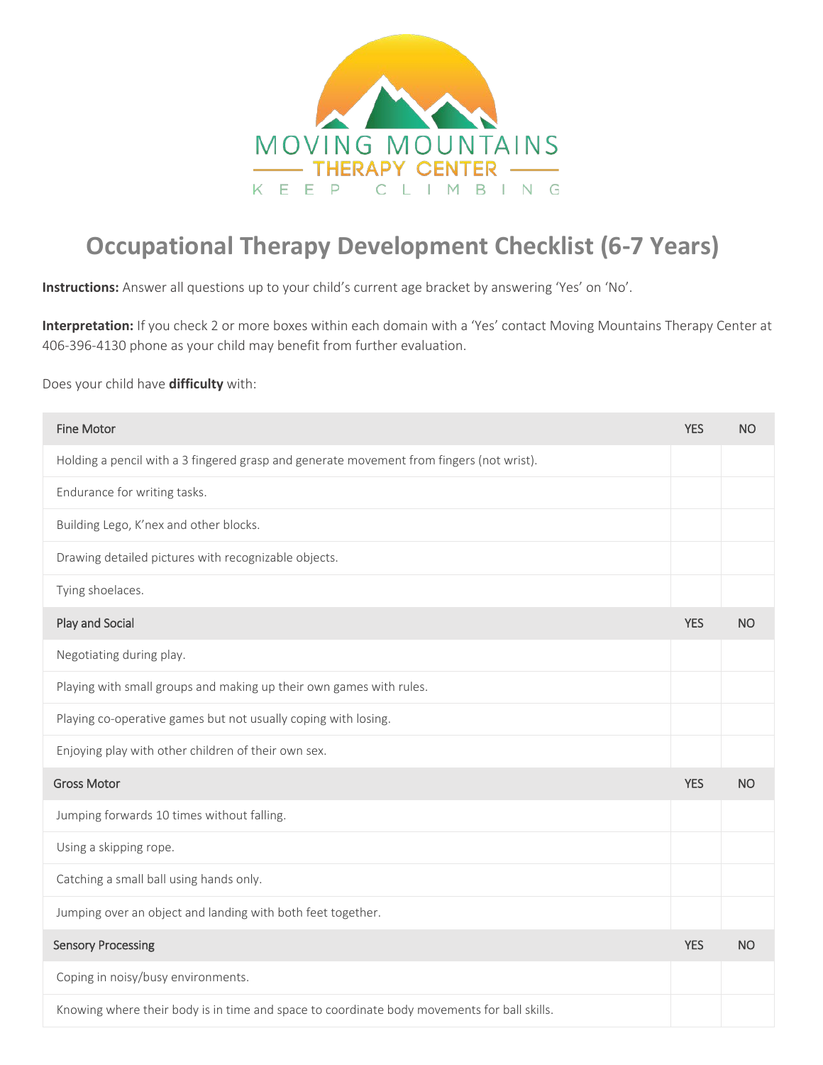MOVING MOUNTAINS

THERAPY CENTER

KEEP CLIMBING

# Occupational Therapy Development Checklist (6-7 Years)

**Instructions:** Answer all questions up to your child's current age bracket by answering 'Yes' on 'No'.

**Interpretation:** If you check 2 or more boxes within each domain with a 'Yes' contact Moving Mountains Therapy Center at 406-396-4130 phone as your child may benefit from further evaluation.

Does your child have **difficulty** with:

| Fine Motor | YES | NO |
|---|---|---|
| Holding a pencil with a 3 fingered grasp and generate movement from fingers (not wrist). | | |
| Endurance for writing tasks. | | |
| Building Lego, K'nex and other blocks. | | |
| Drawing detailed pictures with recognizable objects. | | |
| Tying shoelaces. | | |
| **Play and Social** | **YES** | **NO** |
| Negotiating during play. | | |
| Playing with small groups and making up their own games with rules. | | |
| Playing co-operative games but not usually coping with losing. | | |
| Enjoying play with other children of their own sex. | | |
| **Gross Motor** | **YES** | **NO** |
| Jumping forwards 10 times without falling. | | |
| Using a skipping rope. | | |
| Catching a small ball using hands only. | | |
| Jumping over an object and landing with both feet together. | | |
| **Sensory Processing** | **YES** | **NO** |
| Coping in noisy/busy environments. | | |
| Knowing where their body is in time and space to coordinate body movements for ball skills. | | |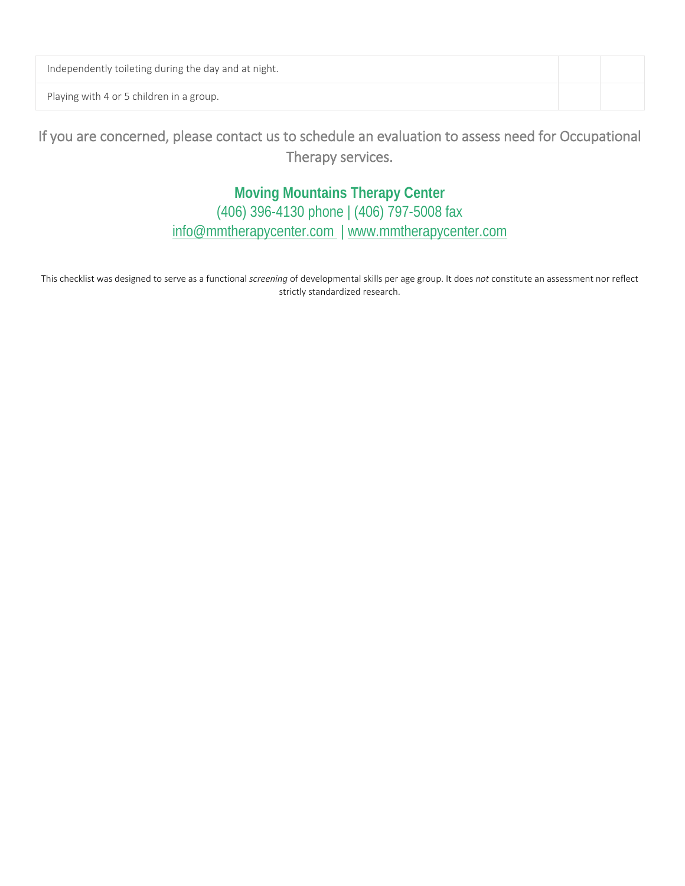| | | |
|---|---|---|
| Independently toileting during the day and at night. | | |
| Playing with 4 or 5 children in a group. | | |

If you are concerned, please contact us to schedule an evaluation to assess need for Occupational Therapy services.

**Moving Mountains Therapy Center**

(406) 396-4130 phone | (406) 797-5008 fax

info@mmtherapycenter.com | www.mmtherapycenter.com

This checklist was designed to serve as a functional *screening* of developmental skills per age group. It does *not* constitute an assessment nor reflect strictly standardized research.